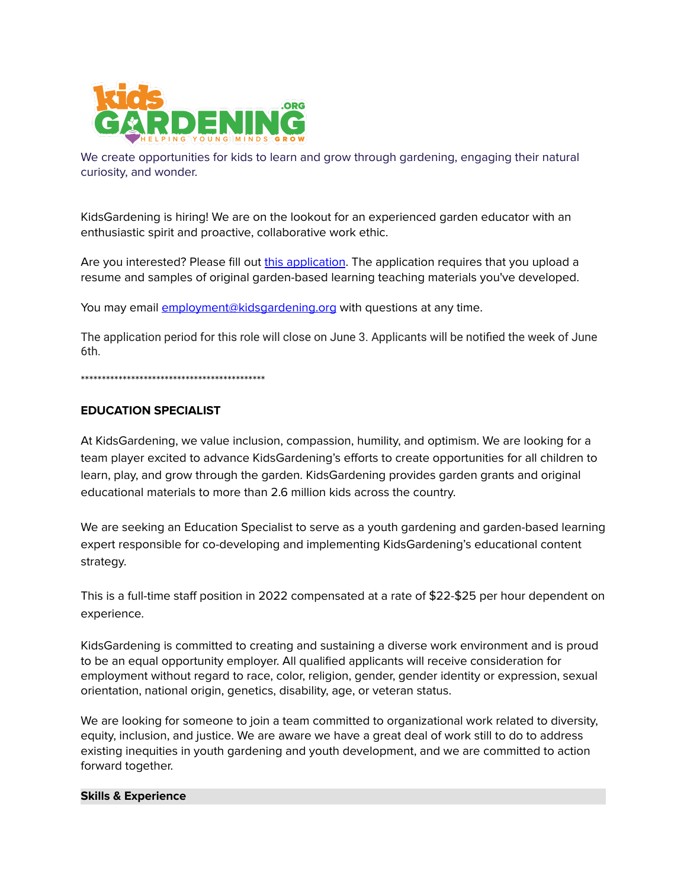We create opportunities for kids to learn and grow through gardening, engaging their natural curiosity, and wonder.

KidsGardening is hiring! We are on the lookout for an experienced garden educator with an enthusiastic spirit and proactive, collaborative work ethic.

Are you interested? Please fill out [this application](). The application requires that you upload a resume and samples of original garden-based learning teaching materials you've developed.

You may email [employment@kidsgardening.org](mailto:employment@kidsgardening.org) with questions at any time.

The application period for this role will close on June 3. Applicants will be notified the week of June 6th.

*********************************************

**EDUCATION SPECIALIST**

At KidsGardening, we value inclusion, compassion, humility, and optimism. We are looking for a team player excited to advance KidsGardening's efforts to create opportunities for all children to learn, play, and grow through the garden. KidsGardening provides garden grants and original educational materials to more than 2.6 million kids across the country.

We are seeking an Education Specialist to serve as a youth gardening and garden-based learning expert responsible for co-developing and implementing KidsGardening's educational content strategy.

This is a full-time staff position in 2022 compensated at a rate of $22-$25 per hour dependent on experience.

KidsGardening is committed to creating and sustaining a diverse work environment and is proud to be an equal opportunity employer. All qualified applicants will receive consideration for employment without regard to race, color, religion, gender, gender identity or expression, sexual orientation, national origin, genetics, disability, age, or veteran status.

We are looking for someone to join a team committed to organizational work related to diversity, equity, inclusion, and justice. We are aware we have a great deal of work still to do to address existing inequities in youth gardening and youth development, and we are committed to action forward together.

**Skills & Experience**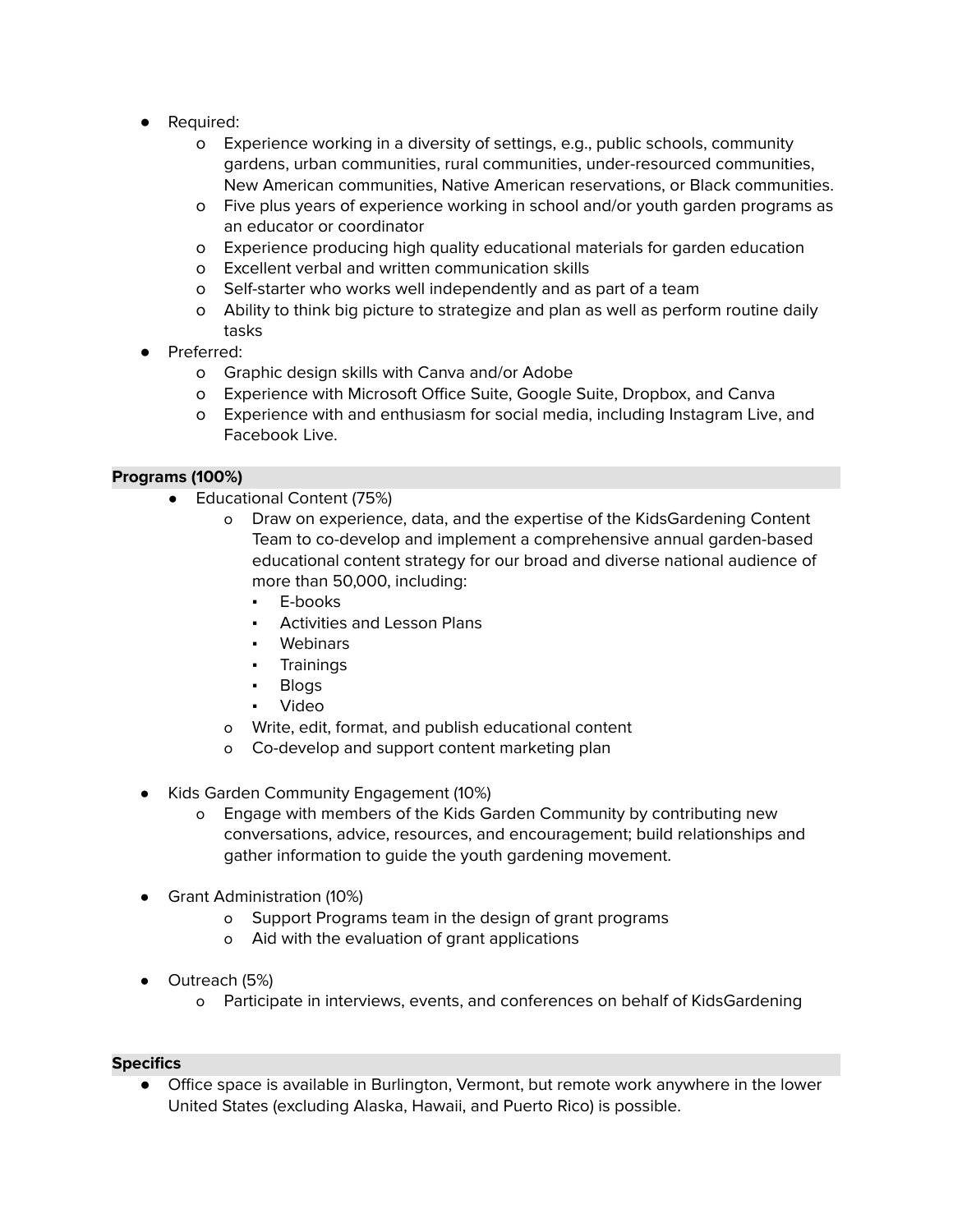- Required:
  - Experience working in a diversity of settings, e.g., public schools, community gardens, urban communities, rural communities, under-resourced communities, New American communities, Native American reservations, or Black communities.
  - Five plus years of experience working in school and/or youth garden programs as an educator or coordinator
  - Experience producing high quality educational materials for garden education
  - Excellent verbal and written communication skills
  - Self-starter who works well independently and as part of a team
  - Ability to think big picture to strategize and plan as well as perform routine daily tasks
- Preferred:
  - Graphic design skills with Canva and/or Adobe
  - Experience with Microsoft Office Suite, Google Suite, Dropbox, and Canva
  - Experience with and enthusiasm for social media, including Instagram Live, and Facebook Live.

**Programs (100%)**

- Educational Content (75%)
  - Draw on experience, data, and the expertise of the KidsGardening Content Team to co-develop and implement a comprehensive annual garden-based educational content strategy for our broad and diverse national audience of more than 50,000, including:
    - E-books
    - Activities and Lesson Plans
    - Webinars
    - Trainings
    - Blogs
    - Video
  - Write, edit, format, and publish educational content
  - Co-develop and support content marketing plan

- Kids Garden Community Engagement (10%)
  - Engage with members of the Kids Garden Community by contributing new conversations, advice, resources, and encouragement; build relationships and gather information to guide the youth gardening movement.

- Grant Administration (10%)
  - Support Programs team in the design of grant programs
  - Aid with the evaluation of grant applications

- Outreach (5%)
  - Participate in interviews, events, and conferences on behalf of KidsGardening

**Specifics**

- Office space is available in Burlington, Vermont, but remote work anywhere in the lower United States (excluding Alaska, Hawaii, and Puerto Rico) is possible.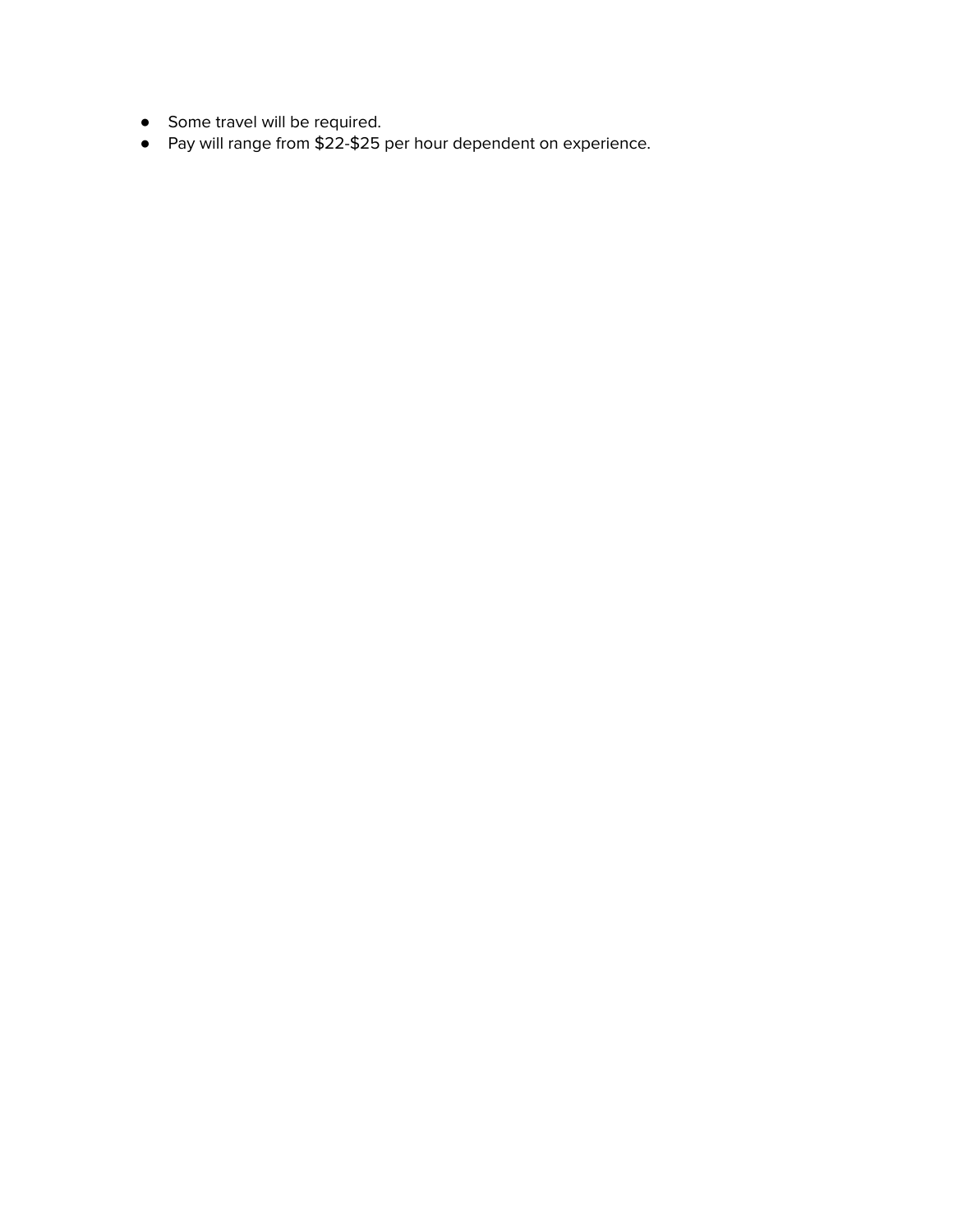- Some travel will be required.
- Pay will range from $22-$25 per hour dependent on experience.